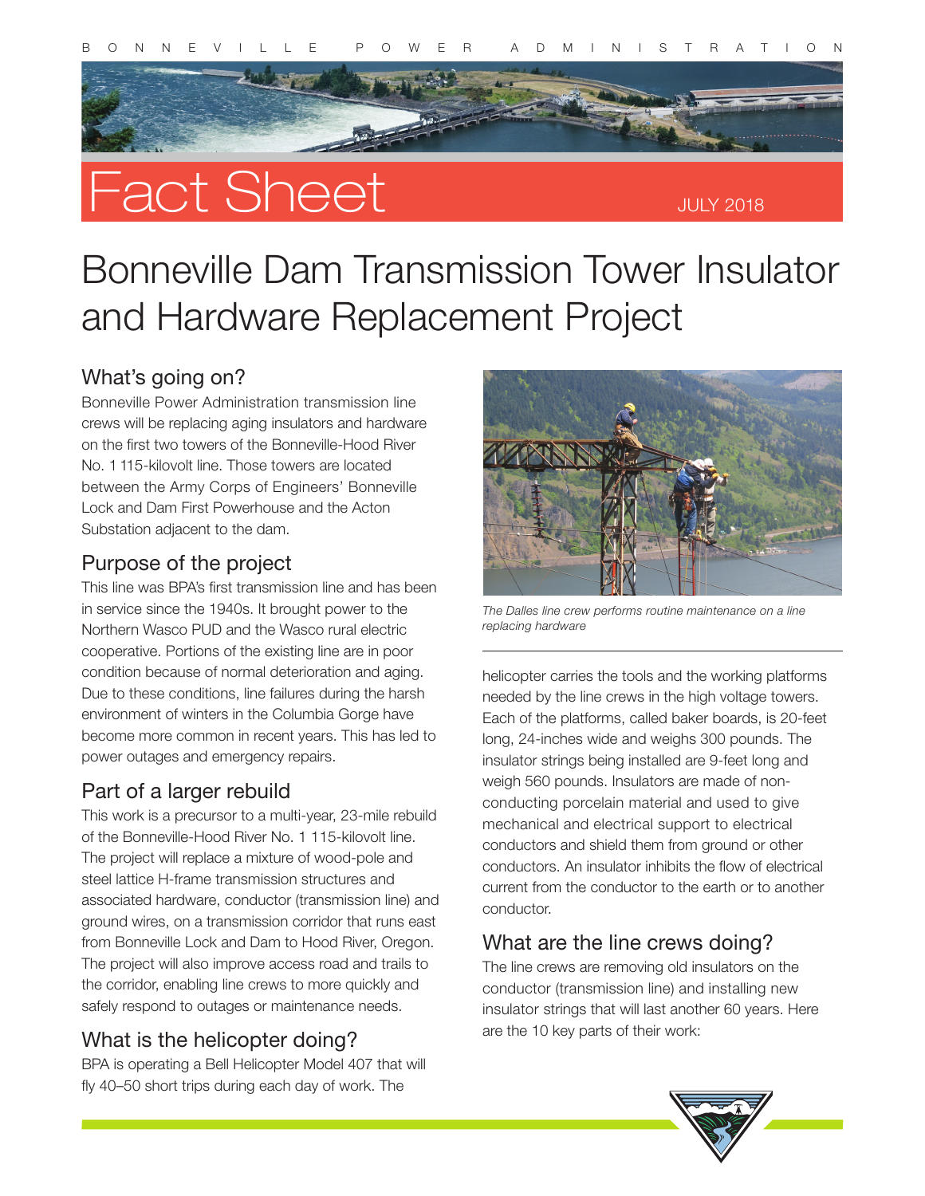BONNEVILLE POWER ADMINISTRATION

# Fact Sheet

JULY 2018

# Bonneville Dam Transmission Tower Insulator and Hardware Replacement Project

## What's going on?

Bonneville Power Administration transmission line crews will be replacing aging insulators and hardware on the first two towers of the Bonneville-Hood River No. 1 115-kilovolt line. Those towers are located between the Army Corps of Engineers' Bonneville Lock and Dam First Powerhouse and the Acton Substation adjacent to the dam.

## Purpose of the project

This line was BPA's first transmission line and has been in service since the 1940s. It brought power to the Northern Wasco PUD and the Wasco rural electric cooperative. Portions of the existing line are in poor condition because of normal deterioration and aging. Due to these conditions, line failures during the harsh environment of winters in the Columbia Gorge have become more common in recent years. This has led to power outages and emergency repairs.

## Part of a larger rebuild

This work is a precursor to a multi-year, 23-mile rebuild of the Bonneville-Hood River No. 1 115-kilovolt line. The project will replace a mixture of wood-pole and steel lattice H-frame transmission structures and associated hardware, conductor (transmission line) and ground wires, on a transmission corridor that runs east from Bonneville Lock and Dam to Hood River, Oregon. The project will also improve access road and trails to the corridor, enabling line crews to more quickly and safely respond to outages or maintenance needs.

## What is the helicopter doing?

BPA is operating a Bell Helicopter Model 407 that will fly 40–50 short trips during each day of work. The helicopter carries the tools and the working platforms needed by the line crews in the high voltage towers. Each of the platforms, called baker boards, is 20-feet long, 24-inches wide and weighs 300 pounds. The insulator strings being installed are 9-feet long and weigh 560 pounds. Insulators are made of non-conducting porcelain material and used to give mechanical and electrical support to electrical conductors and shield them from ground or other conductors. An insulator inhibits the flow of electrical current from the conductor to the earth or to another conductor.

*The Dalles line crew performs routine maintenance on a line replacing hardware*

## What are the line crews doing?

The line crews are removing old insulators on the conductor (transmission line) and installing new insulator strings that will last another 60 years. Here are the 10 key parts of their work: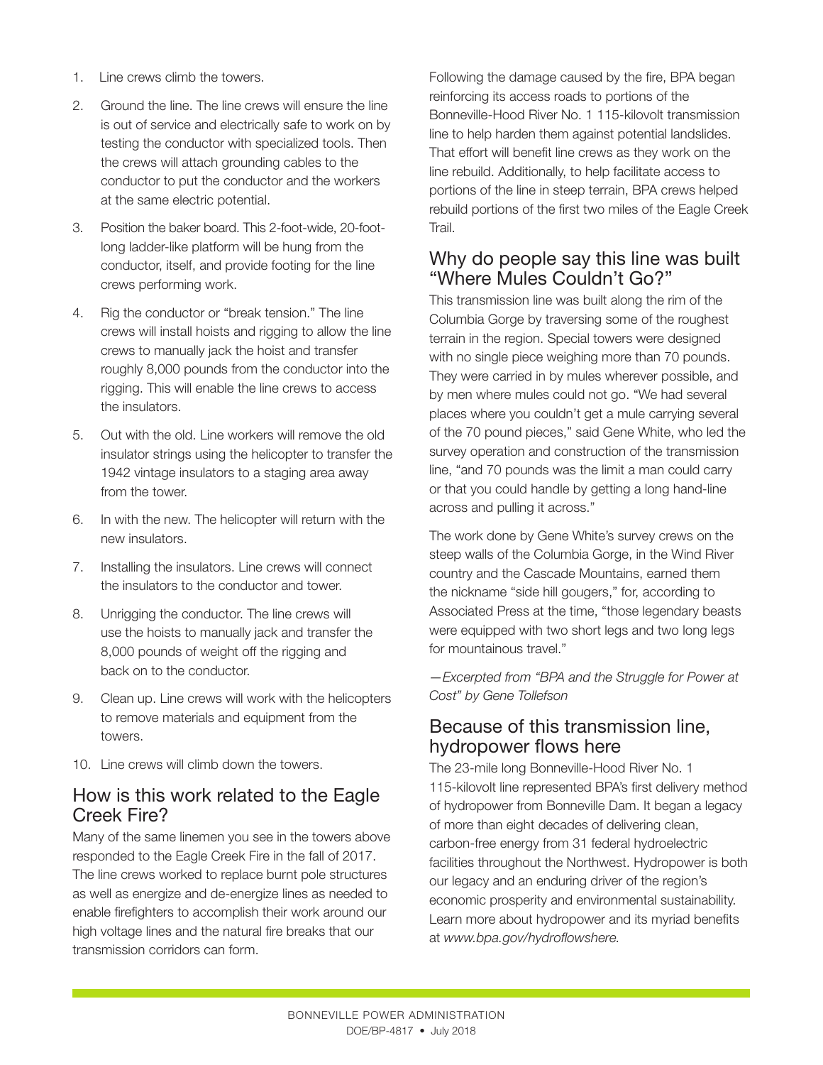1. Line crews climb the towers.

2. Ground the line. The line crews will ensure the line is out of service and electrically safe to work on by testing the conductor with specialized tools. Then the crews will attach grounding cables to the conductor to put the conductor and the workers at the same electric potential.

3. Position the baker board. This 2-foot-wide, 20-foot-long ladder-like platform will be hung from the conductor, itself, and provide footing for the line crews performing work.

4. Rig the conductor or "break tension." The line crews will install hoists and rigging to allow the line crews to manually jack the hoist and transfer roughly 8,000 pounds from the conductor into the rigging. This will enable the line crews to access the insulators.

5. Out with the old. Line workers will remove the old insulator strings using the helicopter to transfer the 1942 vintage insulators to a staging area away from the tower.

6. In with the new. The helicopter will return with the new insulators.

7. Installing the insulators. Line crews will connect the insulators to the conductor and tower.

8. Unrigging the conductor. The line crews will use the hoists to manually jack and transfer the 8,000 pounds of weight off the rigging and back on to the conductor.

9. Clean up. Line crews will work with the helicopters to remove materials and equipment from the towers.

10. Line crews will climb down the towers.

## How is this work related to the Eagle Creek Fire?

Many of the same linemen you see in the towers above responded to the Eagle Creek Fire in the fall of 2017. The line crews worked to replace burnt pole structures as well as energize and de-energize lines as needed to enable firefighters to accomplish their work around our high voltage lines and the natural fire breaks that our transmission corridors can form.

Following the damage caused by the fire, BPA began reinforcing its access roads to portions of the Bonneville-Hood River No. 1 115-kilovolt transmission line to help harden them against potential landslides. That effort will benefit line crews as they work on the line rebuild. Additionally, to help facilitate access to portions of the line in steep terrain, BPA crews helped rebuild portions of the first two miles of the Eagle Creek Trail.

## Why do people say this line was built "Where Mules Couldn't Go?"

This transmission line was built along the rim of the Columbia Gorge by traversing some of the roughest terrain in the region. Special towers were designed with no single piece weighing more than 70 pounds. They were carried in by mules wherever possible, and by men where mules could not go. "We had several places where you couldn't get a mule carrying several of the 70 pound pieces," said Gene White, who led the survey operation and construction of the transmission line, "and 70 pounds was the limit a man could carry or that you could handle by getting a long hand-line across and pulling it across."

The work done by Gene White's survey crews on the steep walls of the Columbia Gorge, in the Wind River country and the Cascade Mountains, earned them the nickname "side hill gougers," for, according to Associated Press at the time, "those legendary beasts were equipped with two short legs and two long legs for mountainous travel."

*—Excerpted from "BPA and the Struggle for Power at Cost" by Gene Tollefson*

## Because of this transmission line, hydropower flows here

The 23-mile long Bonneville-Hood River No. 1 115-kilovolt line represented BPA's first delivery method of hydropower from Bonneville Dam. It began a legacy of more than eight decades of delivering clean, carbon-free energy from 31 federal hydroelectric facilities throughout the Northwest. Hydropower is both our legacy and an enduring driver of the region's economic prosperity and environmental sustainability. Learn more about hydropower and its myriad benefits at *www.bpa.gov/hydroflowshere.*

BONNEVILLE POWER ADMINISTRATION
DOE/BP-4817 • July 2018